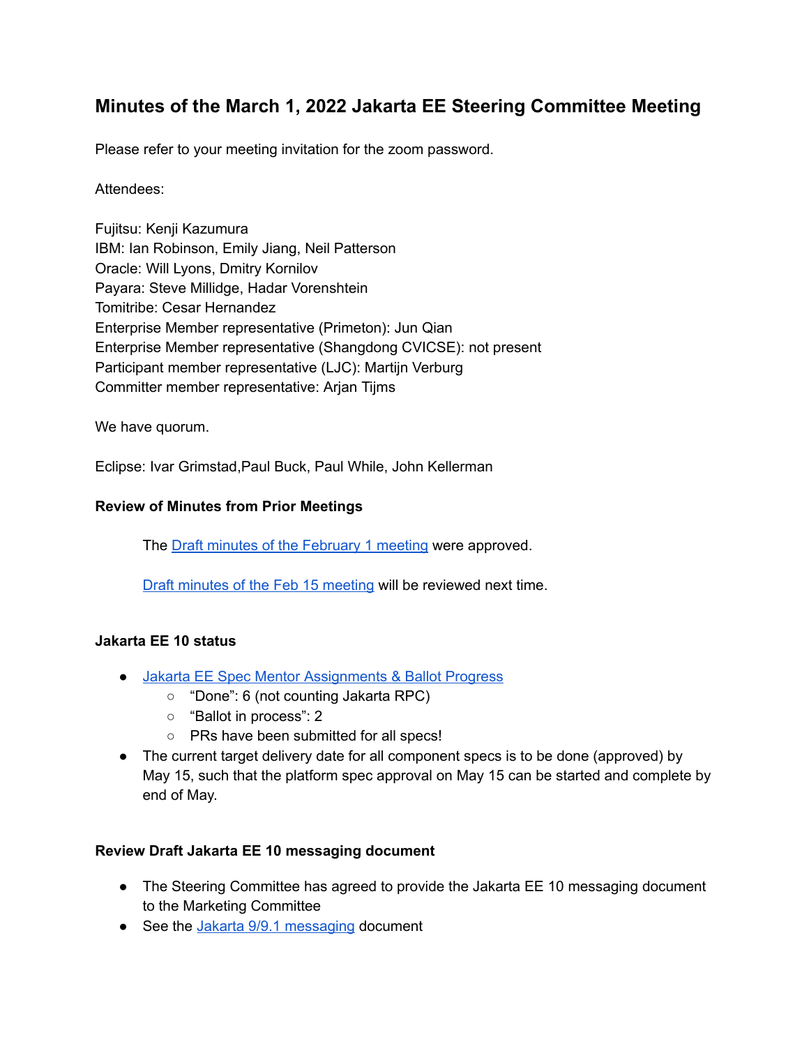# Minutes of the March 1, 2022 Jakarta EE Steering Committee Meeting

Please refer to your meeting invitation for the zoom password.

Attendees:

Fujitsu: Kenji Kazumura
IBM: Ian Robinson, Emily Jiang, Neil Patterson
Oracle: Will Lyons, Dmitry Kornilov
Payara: Steve Millidge, Hadar Vorenshtein
Tomitribe: Cesar Hernandez
Enterprise Member representative (Primeton): Jun Qian
Enterprise Member representative (Shangdong CVICSE): not present
Participant member representative (LJC): Martijn Verburg
Committer member representative: Arjan Tijms

We have quorum.

Eclipse: Ivar Grimstad,Paul Buck, Paul While, John Kellerman

### Review of Minutes from Prior Meetings

The Draft minutes of the February 1 meeting were approved.

Draft minutes of the Feb 15 meeting will be reviewed next time.

### Jakarta EE 10 status

- Jakarta EE Spec Mentor Assignments & Ballot Progress
  - "Done": 6 (not counting Jakarta RPC)
  - "Ballot in process": 2
  - PRs have been submitted for all specs!
- The current target delivery date for all component specs is to be done (approved) by May 15, such that the platform spec approval on May 15 can be started and complete by end of May.

### Review Draft Jakarta EE 10 messaging document

- The Steering Committee has agreed to provide the Jakarta EE 10 messaging document to the Marketing Committee
- See the Jakarta 9/9.1 messaging document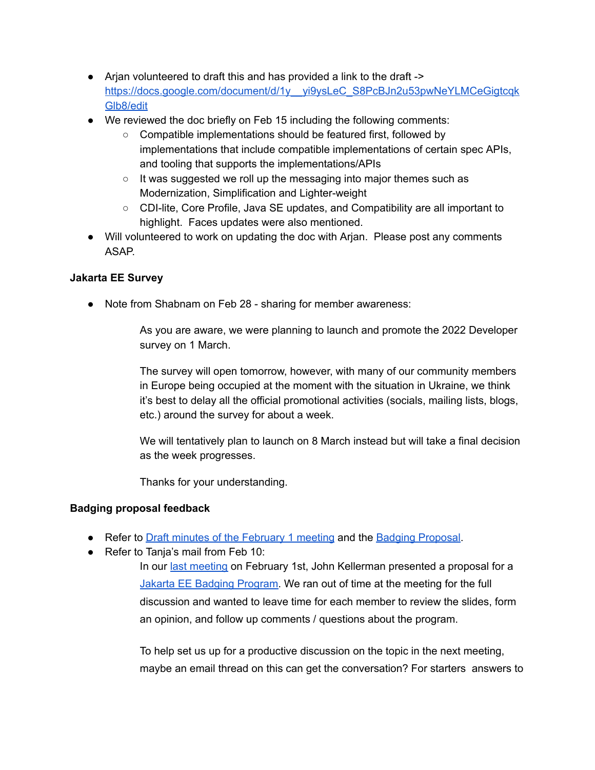- Arjan volunteered to draft this and has provided a link to the draft -> https://docs.google.com/document/d/1y__yi9ysLeC_S8PcBJn2u53pwNeYLMCeGigtcqkGlb8/edit
- We reviewed the doc briefly on Feb 15 including the following comments:
  - Compatible implementations should be featured first, followed by implementations that include compatible implementations of certain spec APIs, and tooling that supports the implementations/APIs
  - It was suggested we roll up the messaging into major themes such as Modernization, Simplification and Lighter-weight
  - CDI-lite, Core Profile, Java SE updates, and Compatibility are all important to highlight. Faces updates were also mentioned.
- Will volunteered to work on updating the doc with Arjan. Please post any comments ASAP.

**Jakarta EE Survey**

- Note from Shabnam on Feb 28 - sharing for member awareness:

  > As you are aware, we were planning to launch and promote the 2022 Developer survey on 1 March.
  >
  > The survey will open tomorrow, however, with many of our community members in Europe being occupied at the moment with the situation in Ukraine, we think it's best to delay all the official promotional activities (socials, mailing lists, blogs, etc.) around the survey for about a week.
  >
  > We will tentatively plan to launch on 8 March instead but will take a final decision as the week progresses.
  >
  > Thanks for your understanding.

**Badging proposal feedback**

- Refer to Draft minutes of the February 1 meeting and the Badging Proposal.
- Refer to Tanja's mail from Feb 10:

  > In our last meeting on February 1st, John Kellerman presented a proposal for a Jakarta EE Badging Program. We ran out of time at the meeting for the full discussion and wanted to leave time for each member to review the slides, form an opinion, and follow up comments / questions about the program.
  >
  > To help set us up for a productive discussion on the topic in the next meeting, maybe an email thread on this can get the conversation? For starters answers to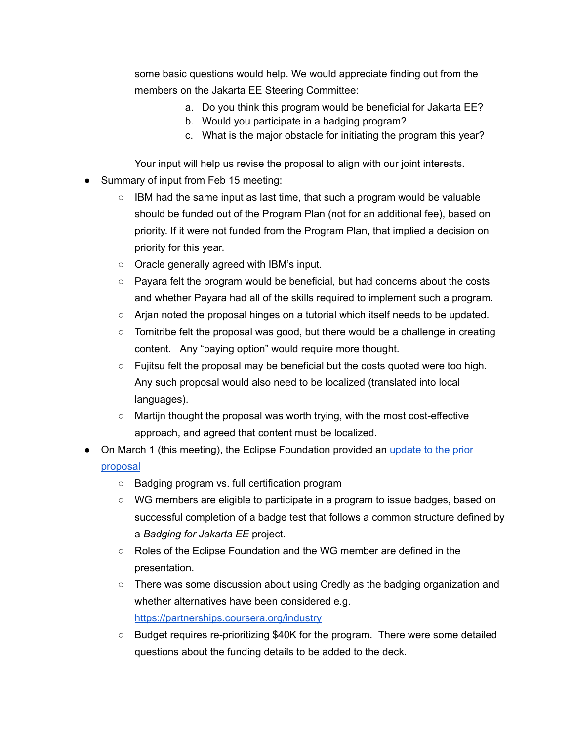some basic questions would help. We would appreciate finding out from the members on the Jakarta EE Steering Committee:

   a. Do you think this program would be beneficial for Jakarta EE?
   b. Would you participate in a badging program?
   c. What is the major obstacle for initiating the program this year?

   Your input will help us revise the proposal to align with our joint interests.

- Summary of input from Feb 15 meeting:
  - IBM had the same input as last time, that such a program would be valuable should be funded out of the Program Plan (not for an additional fee), based on priority. If it were not funded from the Program Plan, that implied a decision on priority for this year.
  - Oracle generally agreed with IBM's input.
  - Payara felt the program would be beneficial, but had concerns about the costs and whether Payara had all of the skills required to implement such a program.
  - Arjan noted the proposal hinges on a tutorial which itself needs to be updated.
  - Tomitribe felt the proposal was good, but there would be a challenge in creating content. Any "paying option" would require more thought.
  - Fujitsu felt the proposal may be beneficial but the costs quoted were too high. Any such proposal would also need to be localized (translated into local languages).
  - Martijn thought the proposal was worth trying, with the most cost-effective approach, and agreed that content must be localized.
- On March 1 (this meeting), the Eclipse Foundation provided an [update to the prior proposal](#)
  - Badging program vs. full certification program
  - WG members are eligible to participate in a program to issue badges, based on successful completion of a badge test that follows a common structure defined by a *Badging for Jakarta EE* project.
  - Roles of the Eclipse Foundation and the WG member are defined in the presentation.
  - There was some discussion about using Credly as the badging organization and whether alternatives have been considered e.g. [https://partnerships.coursera.org/industry](https://partnerships.coursera.org/industry)
  - Budget requires re-prioritizing $40K for the program. There were some detailed questions about the funding details to be added to the deck.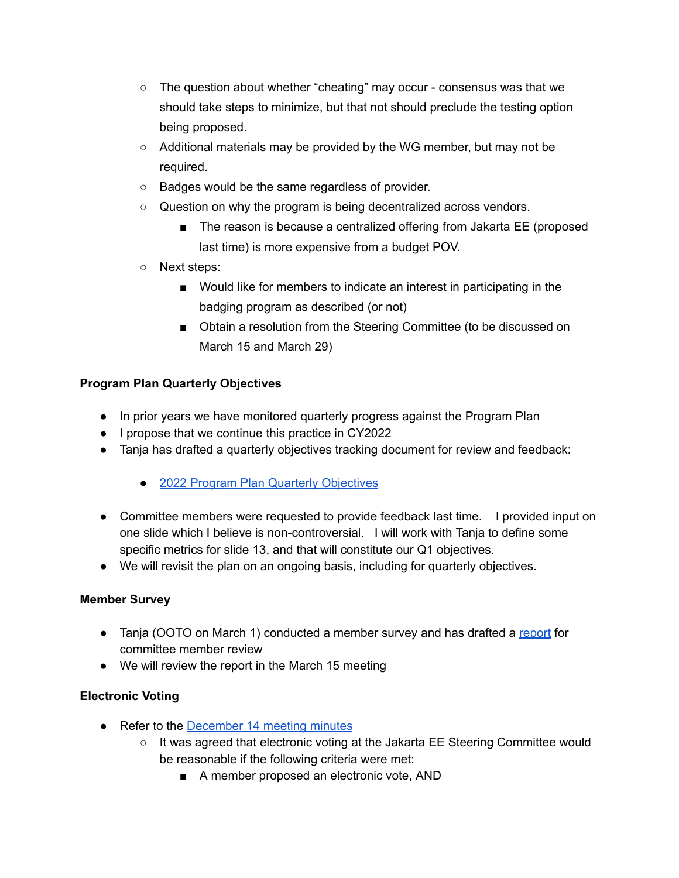- The question about whether “cheating” may occur - consensus was that we should take steps to minimize, but that not should preclude the testing option being proposed.
    - Additional materials may be provided by the WG member, but may not be required.
    - Badges would be the same regardless of provider.
    - Question on why the program is being decentralized across vendors.
        - The reason is because a centralized offering from Jakarta EE (proposed last time) is more expensive from a budget POV.
    - Next steps:
        - Would like for members to indicate an interest in participating in the badging program as described (or not)
        - Obtain a resolution from the Steering Committee (to be discussed on March 15 and March 29)

**Program Plan Quarterly Objectives**

- In prior years we have monitored quarterly progress against the Program Plan
- I propose that we continue this practice in CY2022
- Tanja has drafted a quarterly objectives tracking document for review and feedback:
    - 2022 Program Plan Quarterly Objectives
- Committee members were requested to provide feedback last time. I provided input on one slide which I believe is non-controversial. I will work with Tanja to define some specific metrics for slide 13, and that will constitute our Q1 objectives.
- We will revisit the plan on an ongoing basis, including for quarterly objectives.

**Member Survey**

- Tanja (OOTO on March 1) conducted a member survey and has drafted a report for committee member review
- We will review the report in the March 15 meeting

**Electronic Voting**

- Refer to the December 14 meeting minutes
    - It was agreed that electronic voting at the Jakarta EE Steering Committee would be reasonable if the following criteria were met:
        - A member proposed an electronic vote, AND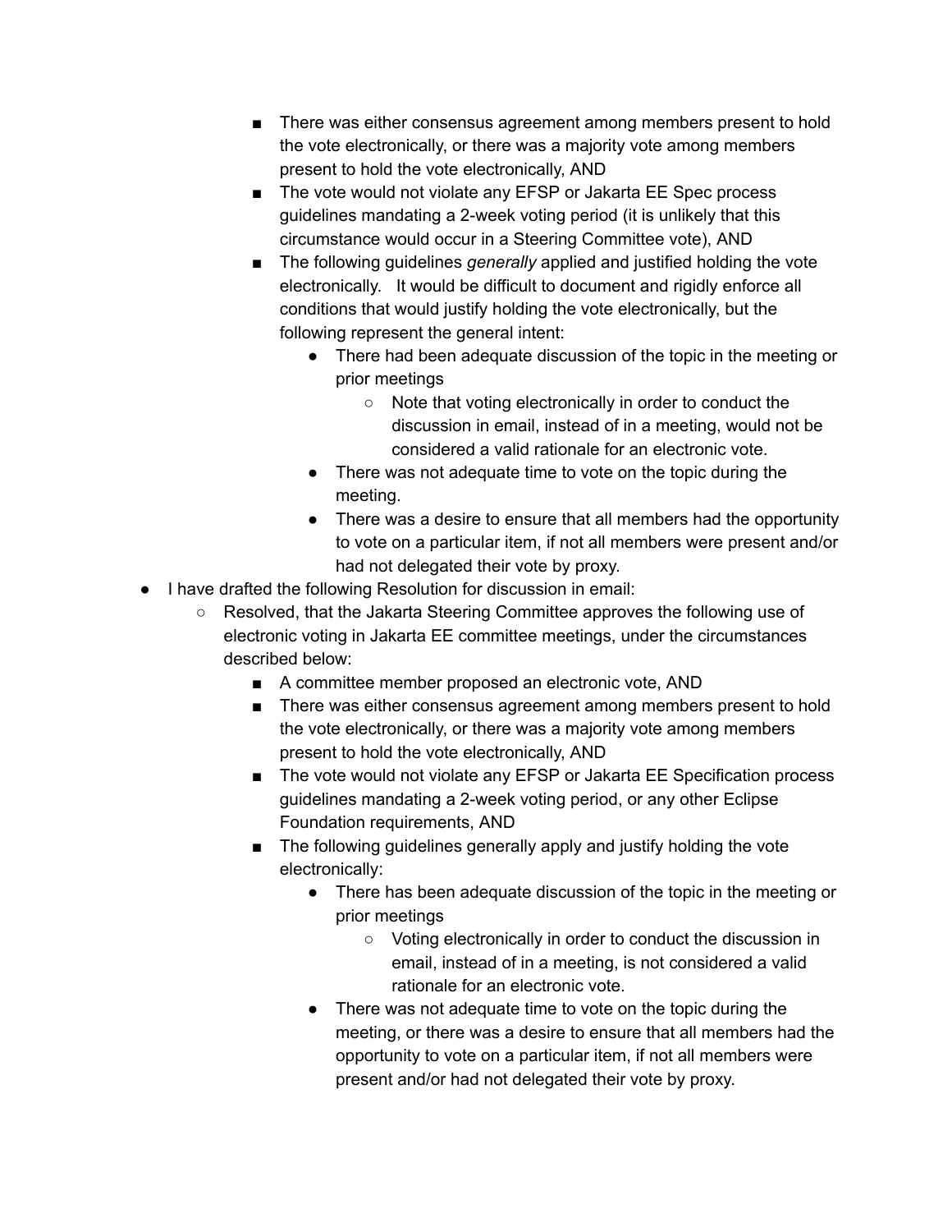- There was either consensus agreement among members present to hold the vote electronically, or there was a majority vote among members present to hold the vote electronically, AND
        - The vote would not violate any EFSP or Jakarta EE Spec process guidelines mandating a 2-week voting period (it is unlikely that this circumstance would occur in a Steering Committee vote), AND
        - The following guidelines *generally* applied and justified holding the vote electronically.   It would be difficult to document and rigidly enforce all conditions that would justify holding the vote electronically, but the following represent the general intent:
            - There had been adequate discussion of the topic in the meeting or prior meetings
                - Note that voting electronically in order to conduct the discussion in email, instead of in a meeting, would not be considered a valid rationale for an electronic vote.
            - There was not adequate time to vote on the topic during the meeting.
            - There was a desire to ensure that all members had the opportunity to vote on a particular item, if not all members were present and/or had not delegated their vote by proxy.
- I have drafted the following Resolution for discussion in email:
    - Resolved, that the Jakarta Steering Committee approves the following use of electronic voting in Jakarta EE committee meetings, under the circumstances described below:
        - A committee member proposed an electronic vote, AND
        - There was either consensus agreement among members present to hold the vote electronically, or there was a majority vote among members present to hold the vote electronically, AND
        - The vote would not violate any EFSP or Jakarta EE Specification process guidelines mandating a 2-week voting period, or any other Eclipse Foundation requirements, AND
        - The following guidelines generally apply and justify holding the vote electronically:
            - There has been adequate discussion of the topic in the meeting or prior meetings
                - Voting electronically in order to conduct the discussion in email, instead of in a meeting, is not considered a valid rationale for an electronic vote.
            - There was not adequate time to vote on the topic during the meeting, or there was a desire to ensure that all members had the opportunity to vote on a particular item, if not all members were present and/or had not delegated their vote by proxy.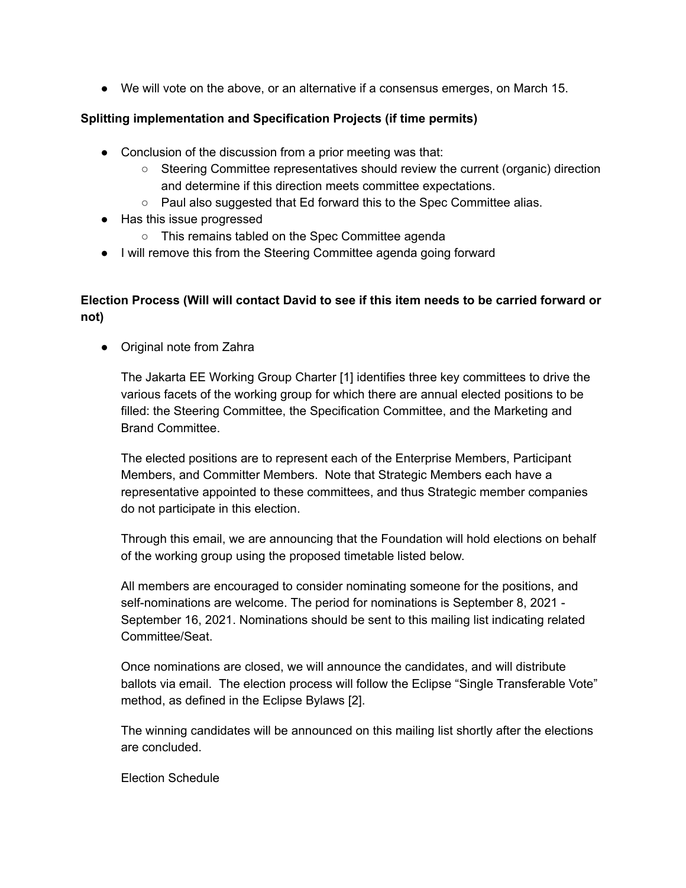- We will vote on the above, or an alternative if a consensus emerges, on March 15.

**Splitting implementation and Specification Projects (if time permits)**

- Conclusion of the discussion from a prior meeting was that:
  - Steering Committee representatives should review the current (organic) direction and determine if this direction meets committee expectations.
  - Paul also suggested that Ed forward this to the Spec Committee alias.
- Has this issue progressed
  - This remains tabled on the Spec Committee agenda
- I will remove this from the Steering Committee agenda going forward

**Election Process (Will will contact David to see if this item needs to be carried forward or not)**

- Original note from Zahra

  The Jakarta EE Working Group Charter [1] identifies three key committees to drive the various facets of the working group for which there are annual elected positions to be filled: the Steering Committee, the Specification Committee, and the Marketing and Brand Committee.

  The elected positions are to represent each of the Enterprise Members, Participant Members, and Committer Members. Note that Strategic Members each have a representative appointed to these committees, and thus Strategic member companies do not participate in this election.

  Through this email, we are announcing that the Foundation will hold elections on behalf of the working group using the proposed timetable listed below.

  All members are encouraged to consider nominating someone for the positions, and self-nominations are welcome. The period for nominations is September 8, 2021 - September 16, 2021. Nominations should be sent to this mailing list indicating related Committee/Seat.

  Once nominations are closed, we will announce the candidates, and will distribute ballots via email. The election process will follow the Eclipse “Single Transferable Vote” method, as defined in the Eclipse Bylaws [2].

  The winning candidates will be announced on this mailing list shortly after the elections are concluded.

  Election Schedule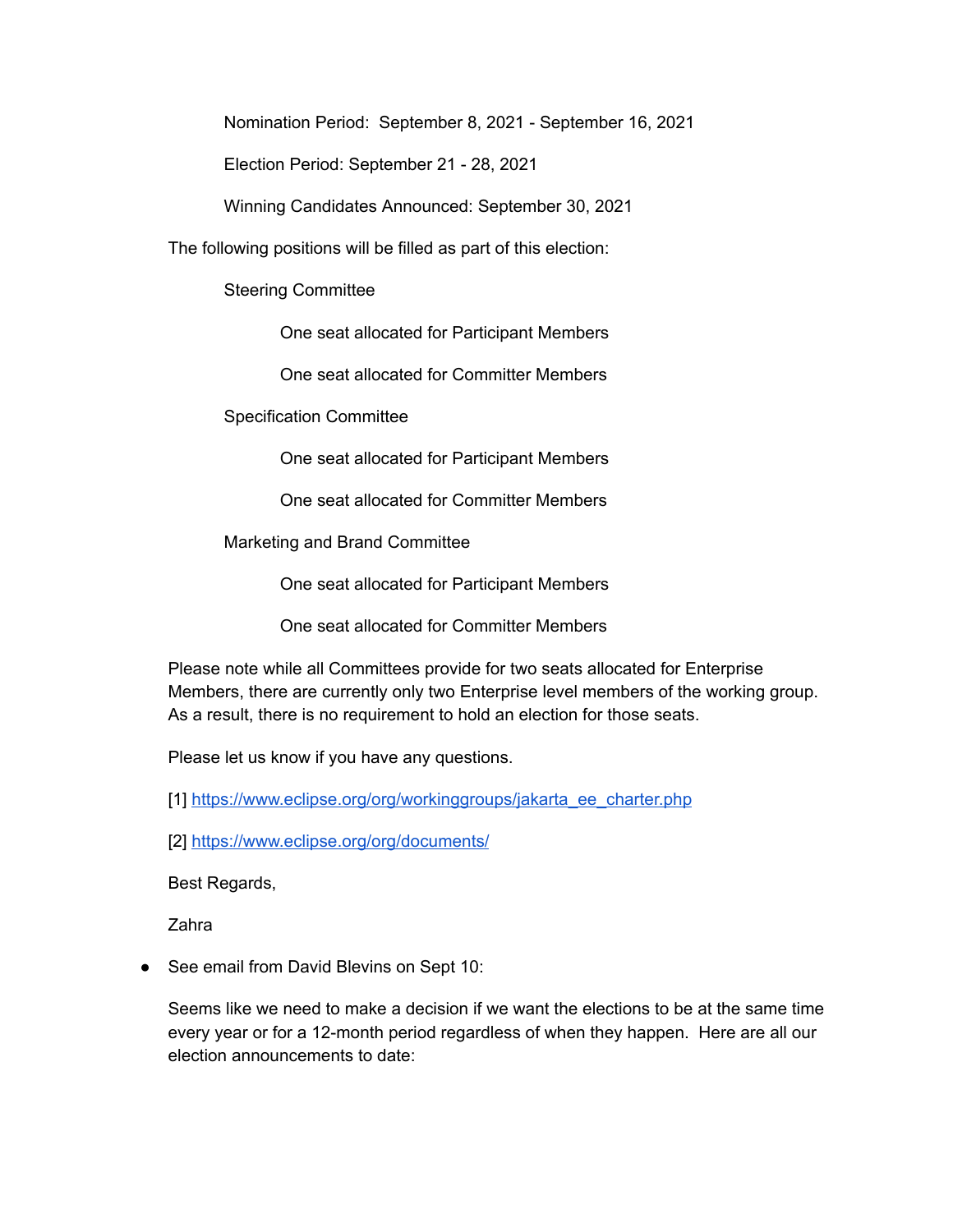Nomination Period: September 8, 2021 - September 16, 2021

Election Period: September 21 - 28, 2021

Winning Candidates Announced: September 30, 2021

The following positions will be filled as part of this election:

Steering Committee

One seat allocated for Participant Members

One seat allocated for Committer Members

Specification Committee

One seat allocated for Participant Members

One seat allocated for Committer Members

Marketing and Brand Committee

One seat allocated for Participant Members

One seat allocated for Committer Members

Please note while all Committees provide for two seats allocated for Enterprise Members, there are currently only two Enterprise level members of the working group. As a result, there is no requirement to hold an election for those seats.

Please let us know if you have any questions.

[1] https://www.eclipse.org/org/workinggroups/jakarta_ee_charter.php

[2] https://www.eclipse.org/org/documents/

Best Regards,

Zahra

- See email from David Blevins on Sept 10:

  Seems like we need to make a decision if we want the elections to be at the same time every year or for a 12-month period regardless of when they happen. Here are all our election announcements to date: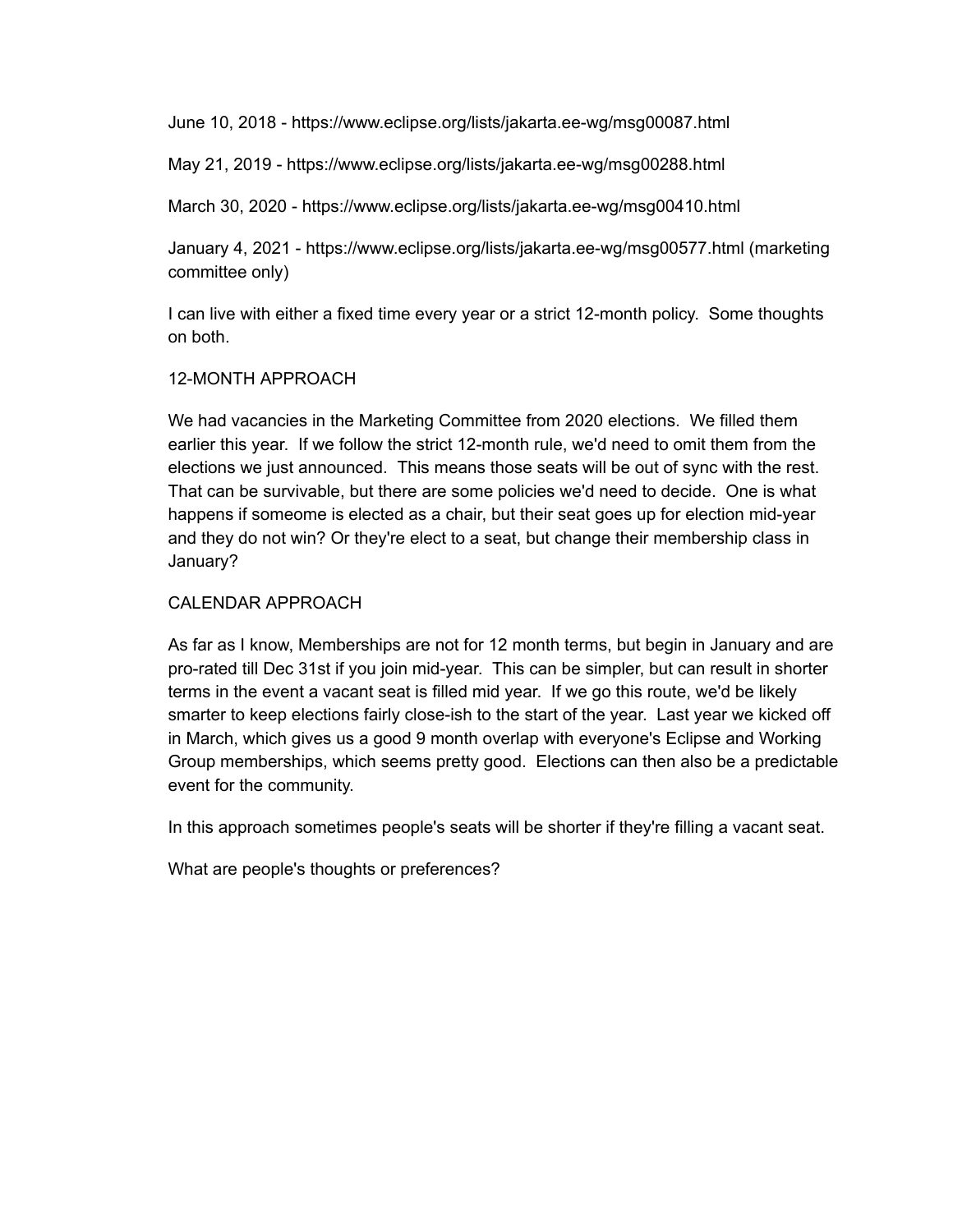June 10, 2018 - https://www.eclipse.org/lists/jakarta.ee-wg/msg00087.html

May 21, 2019 - https://www.eclipse.org/lists/jakarta.ee-wg/msg00288.html

March 30, 2020 - https://www.eclipse.org/lists/jakarta.ee-wg/msg00410.html

January 4, 2021 - https://www.eclipse.org/lists/jakarta.ee-wg/msg00577.html (marketing committee only)

I can live with either a fixed time every year or a strict 12-month policy.  Some thoughts on both.

12-MONTH APPROACH

We had vacancies in the Marketing Committee from 2020 elections.  We filled them earlier this year.  If we follow the strict 12-month rule, we'd need to omit them from the elections we just announced.  This means those seats will be out of sync with the rest.  That can be survivable, but there are some policies we'd need to decide.  One is what happens if someome is elected as a chair, but their seat goes up for election mid-year and they do not win? Or they're elect to a seat, but change their membership class in January?

CALENDAR APPROACH

As far as I know, Memberships are not for 12 month terms, but begin in January and are pro-rated till Dec 31st if you join mid-year.  This can be simpler, but can result in shorter terms in the event a vacant seat is filled mid year.  If we go this route, we'd be likely smarter to keep elections fairly close-ish to the start of the year.  Last year we kicked off in March, which gives us a good 9 month overlap with everyone's Eclipse and Working Group memberships, which seems pretty good.  Elections can then also be a predictable event for the community.

In this approach sometimes people's seats will be shorter if they're filling a vacant seat.

What are people's thoughts or preferences?